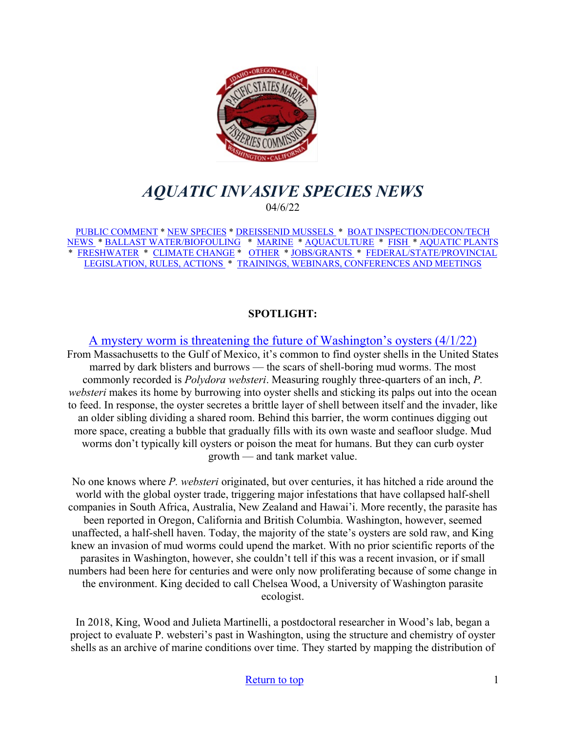# *AQUATIC INVASIVE SPECIES NEWS*

04/6/22

PUBLIC COMMENT * NEW SPECIES * DREISSENID MUSSELS * BOAT INSPECTION/DECON/TECH NEWS * BALLAST WATER/BIOFOULING * MARINE * AQUACULTURE * FISH * AQUATIC PLANTS * FRESHWATER * CLIMATE CHANGE * OTHER * JOBS/GRANTS * FEDERAL/STATE/PROVINCIAL LEGISLATION, RULES, ACTIONS * TRAININGS, WEBINARS, CONFERENCES AND MEETINGS

**SPOTLIGHT:**

A mystery worm is threatening the future of Washington's oysters (4/1/22)

From Massachusetts to the Gulf of Mexico, it's common to find oyster shells in the United States marred by dark blisters and burrows — the scars of shell-boring mud worms. The most commonly recorded is *Polydora websteri*. Measuring roughly three-quarters of an inch, *P. websteri* makes its home by burrowing into oyster shells and sticking its palps out into the ocean to feed. In response, the oyster secretes a brittle layer of shell between itself and the invader, like an older sibling dividing a shared room. Behind this barrier, the worm continues digging out more space, creating a bubble that gradually fills with its own waste and seafloor sludge. Mud worms don't typically kill oysters or poison the meat for humans. But they can curb oyster growth — and tank market value.

No one knows where *P. websteri* originated, but over centuries, it has hitched a ride around the world with the global oyster trade, triggering major infestations that have collapsed half-shell companies in South Africa, Australia, New Zealand and Hawai'i. More recently, the parasite has been reported in Oregon, California and British Columbia. Washington, however, seemed unaffected, a half-shell haven. Today, the majority of the state's oysters are sold raw, and King knew an invasion of mud worms could upend the market. With no prior scientific reports of the parasites in Washington, however, she couldn't tell if this was a recent invasion, or if small numbers had been here for centuries and were only now proliferating because of some change in the environment. King decided to call Chelsea Wood, a University of Washington parasite ecologist.

In 2018, King, Wood and Julieta Martinelli, a postdoctoral researcher in Wood's lab, began a project to evaluate P. websteri's past in Washington, using the structure and chemistry of oyster shells as an archive of marine conditions over time. They started by mapping the distribution of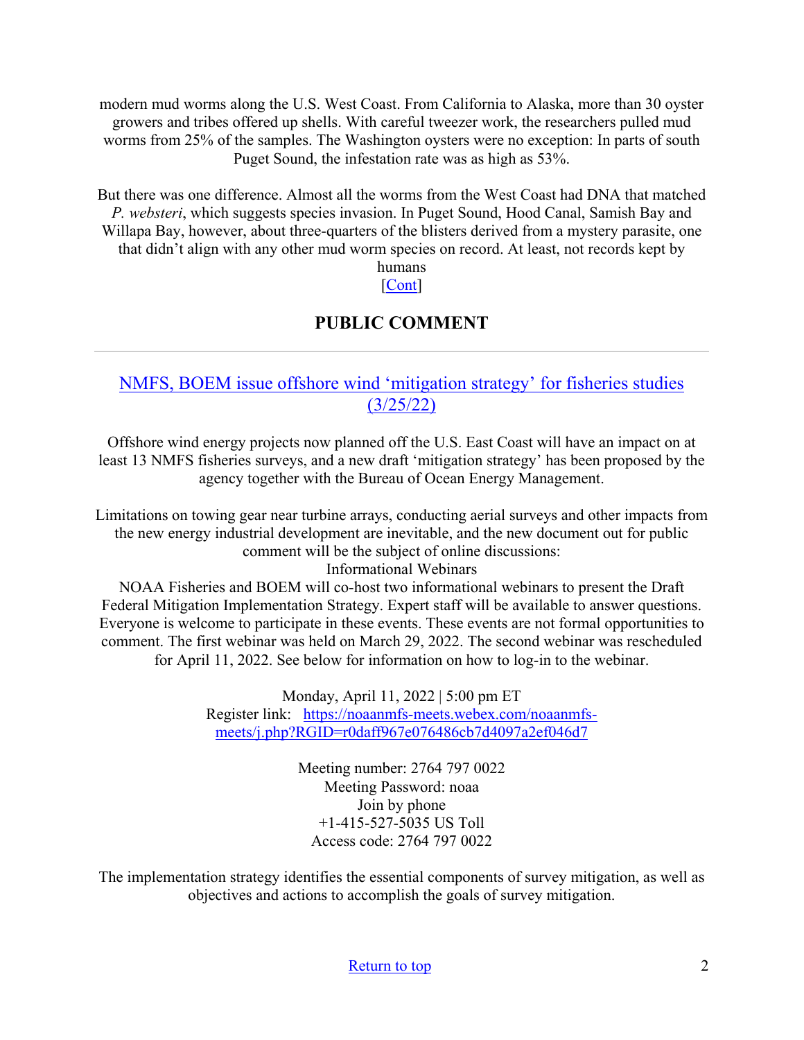modern mud worms along the U.S. West Coast. From California to Alaska, more than 30 oyster growers and tribes offered up shells. With careful tweezer work, the researchers pulled mud worms from 25% of the samples. The Washington oysters were no exception: In parts of south Puget Sound, the infestation rate was as high as 53%.

But there was one difference. Almost all the worms from the West Coast had DNA that matched *P. websteri*, which suggests species invasion. In Puget Sound, Hood Canal, Samish Bay and Willapa Bay, however, about three-quarters of the blisters derived from a mystery parasite, one that didn't align with any other mud worm species on record. At least, not records kept by humans

[Cont]

## PUBLIC COMMENT

---

### NMFS, BOEM issue offshore wind 'mitigation strategy' for fisheries studies (3/25/22)

Offshore wind energy projects now planned off the U.S. East Coast will have an impact on at least 13 NMFS fisheries surveys, and a new draft 'mitigation strategy' has been proposed by the agency together with the Bureau of Ocean Energy Management.

Limitations on towing gear near turbine arrays, conducting aerial surveys and other impacts from the new energy industrial development are inevitable, and the new document out for public comment will be the subject of online discussions:

Informational Webinars

NOAA Fisheries and BOEM will co-host two informational webinars to present the Draft Federal Mitigation Implementation Strategy. Expert staff will be available to answer questions. Everyone is welcome to participate in these events. These events are not formal opportunities to comment. The first webinar was held on March 29, 2022. The second webinar was rescheduled for April 11, 2022. See below for information on how to log-in to the webinar.

Monday, April 11, 2022 | 5:00 pm ET

Register link: https://noaanmfs-meets.webex.com/noaanmfs-meets/j.php?RGID=r0daff967e076486cb7d4097a2ef046d7

Meeting number: 2764 797 0022

Meeting Password: noaa

Join by phone

+1-415-527-5035 US Toll

Access code: 2764 797 0022

The implementation strategy identifies the essential components of survey mitigation, as well as objectives and actions to accomplish the goals of survey mitigation.

Return to top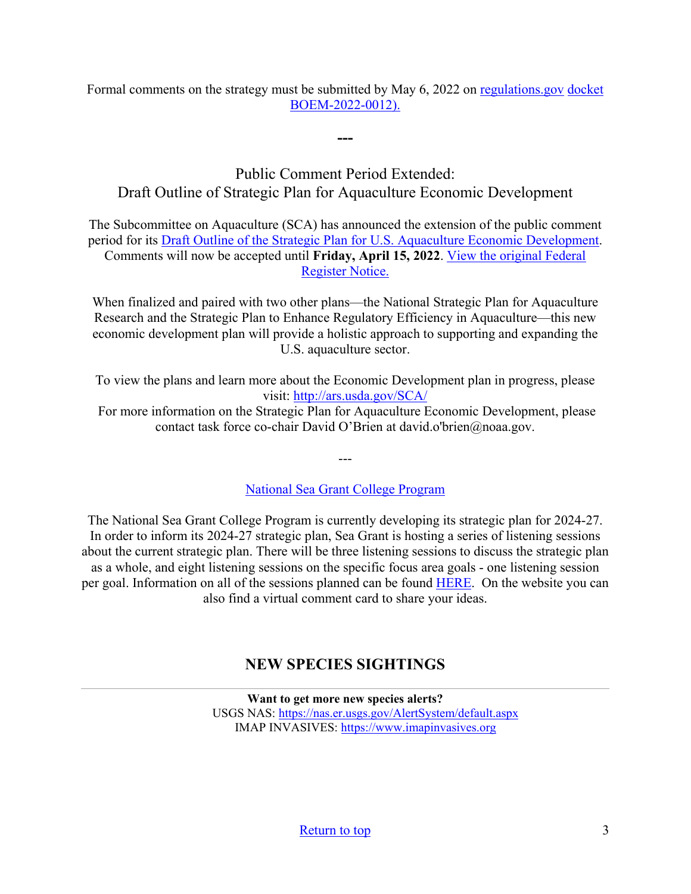Formal comments on the strategy must be submitted by May 6, 2022 on regulations.gov docket BOEM-2022-0012).

---

## Public Comment Period Extended: Draft Outline of Strategic Plan for Aquaculture Economic Development

The Subcommittee on Aquaculture (SCA) has announced the extension of the public comment period for its Draft Outline of the Strategic Plan for U.S. Aquaculture Economic Development. Comments will now be accepted until **Friday, April 15, 2022**. View the original Federal Register Notice.

When finalized and paired with two other plans—the National Strategic Plan for Aquaculture Research and the Strategic Plan to Enhance Regulatory Efficiency in Aquaculture—this new economic development plan will provide a holistic approach to supporting and expanding the U.S. aquaculture sector.

To view the plans and learn more about the Economic Development plan in progress, please visit: http://ars.usda.gov/SCA/
For more information on the Strategic Plan for Aquaculture Economic Development, please contact task force co-chair David O'Brien at david.o'brien@noaa.gov.

---

National Sea Grant College Program

The National Sea Grant College Program is currently developing its strategic plan for 2024-27. In order to inform its 2024-27 strategic plan, Sea Grant is hosting a series of listening sessions about the current strategic plan. There will be three listening sessions to discuss the strategic plan as a whole, and eight listening sessions on the specific focus area goals - one listening session per goal. Information on all of the sessions planned can be found HERE. On the website you can also find a virtual comment card to share your ideas.

## NEW SPECIES SIGHTINGS

**Want to get more new species alerts?**
USGS NAS: https://nas.er.usgs.gov/AlertSystem/default.aspx
IMAP INVASIVES: https://www.imapinvasives.org

Return to top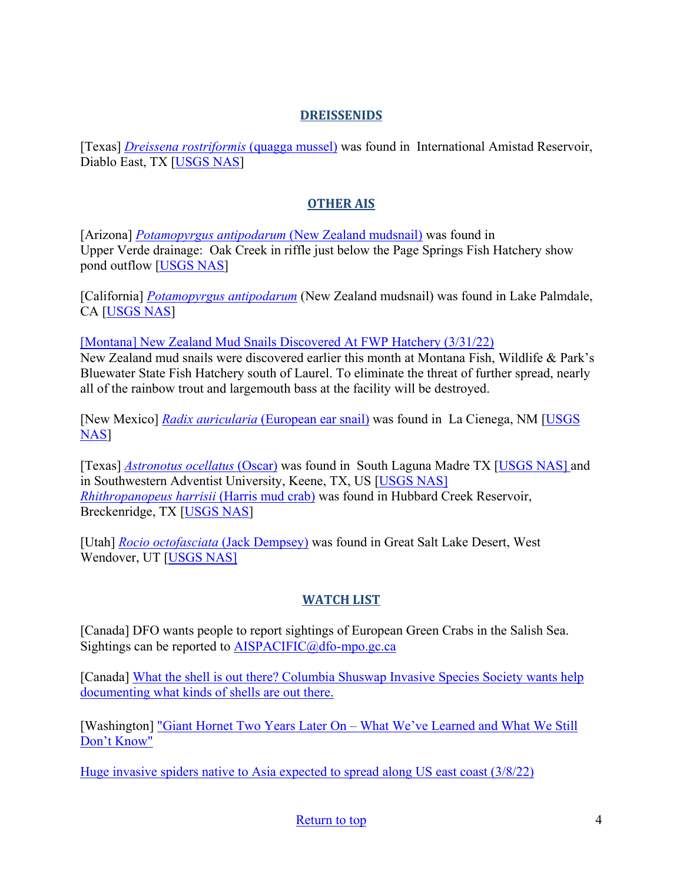## DREISSENIDS

[Texas] *Dreissena rostriformis* (quagga mussel) was found in International Amistad Reservoir, Diablo East, TX [USGS NAS]

## OTHER AIS

[Arizona] *Potamopyrgus antipodarum* (New Zealand mudsnail) was found in Upper Verde drainage: Oak Creek in riffle just below the Page Springs Fish Hatchery show pond outflow [USGS NAS]

[California] *Potamopyrgus antipodarum* (New Zealand mudsnail) was found in Lake Palmdale, CA [USGS NAS]

[Montana] New Zealand Mud Snails Discovered At FWP Hatchery (3/31/22)
New Zealand mud snails were discovered earlier this month at Montana Fish, Wildlife & Park's Bluewater State Fish Hatchery south of Laurel. To eliminate the threat of further spread, nearly all of the rainbow trout and largemouth bass at the facility will be destroyed.

[New Mexico] *Radix auricularia* (European ear snail) was found in La Cienega, NM [USGS NAS]

[Texas] *Astronotus ocellatus* (Oscar) was found in South Laguna Madre TX [USGS NAS] and in Southwestern Adventist University, Keene, TX, US [USGS NAS]
*Rhithropanopeus harrisii* (Harris mud crab) was found in Hubbard Creek Reservoir, Breckenridge, TX [USGS NAS]

[Utah] *Rocio octofasciata* (Jack Dempsey) was found in Great Salt Lake Desert, West Wendover, UT [USGS NAS]

## WATCH LIST

[Canada] DFO wants people to report sightings of European Green Crabs in the Salish Sea. Sightings can be reported to AISPACIFIC@dfo-mpo.gc.ca

[Canada] What the shell is out there? Columbia Shuswap Invasive Species Society wants help documenting what kinds of shells are out there.

[Washington] "Giant Hornet Two Years Later On – What We've Learned and What We Still Don't Know"

Huge invasive spiders native to Asia expected to spread along US east coast (3/8/22)

Return to top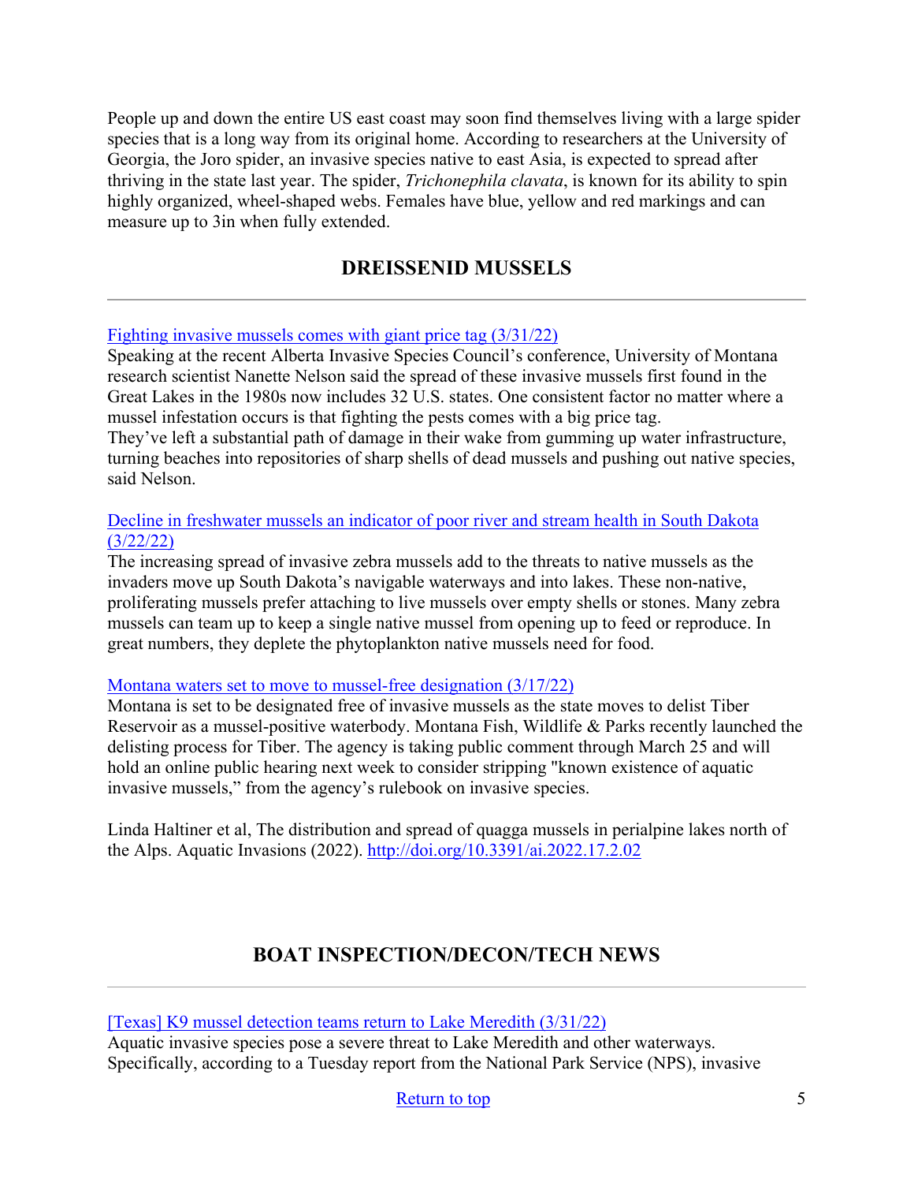People up and down the entire US east coast may soon find themselves living with a large spider species that is a long way from its original home. According to researchers at the University of Georgia, the Joro spider, an invasive species native to east Asia, is expected to spread after thriving in the state last year. The spider, *Trichonephila clavata*, is known for its ability to spin highly organized, wheel-shaped webs. Females have blue, yellow and red markings and can measure up to 3in when fully extended.

## DREISSENID MUSSELS

---

Fighting invasive mussels comes with giant price tag (3/31/22)
Speaking at the recent Alberta Invasive Species Council's conference, University of Montana research scientist Nanette Nelson said the spread of these invasive mussels first found in the Great Lakes in the 1980s now includes 32 U.S. states. One consistent factor no matter where a mussel infestation occurs is that fighting the pests comes with a big price tag.
They've left a substantial path of damage in their wake from gumming up water infrastructure, turning beaches into repositories of sharp shells of dead mussels and pushing out native species, said Nelson.

Decline in freshwater mussels an indicator of poor river and stream health in South Dakota (3/22/22)
The increasing spread of invasive zebra mussels add to the threats to native mussels as the invaders move up South Dakota's navigable waterways and into lakes. These non-native, proliferating mussels prefer attaching to live mussels over empty shells or stones. Many zebra mussels can team up to keep a single native mussel from opening up to feed or reproduce. In great numbers, they deplete the phytoplankton native mussels need for food.

Montana waters set to move to mussel-free designation (3/17/22)
Montana is set to be designated free of invasive mussels as the state moves to delist Tiber Reservoir as a mussel-positive waterbody. Montana Fish, Wildlife & Parks recently launched the delisting process for Tiber. The agency is taking public comment through March 25 and will hold an online public hearing next week to consider stripping "known existence of aquatic invasive mussels," from the agency's rulebook on invasive species.

Linda Haltiner et al, The distribution and spread of quagga mussels in perialpine lakes north of the Alps. Aquatic Invasions (2022). http://doi.org/10.3391/ai.2022.17.2.02

## BOAT INSPECTION/DECON/TECH NEWS

---

[Texas] K9 mussel detection teams return to Lake Meredith (3/31/22)
Aquatic invasive species pose a severe threat to Lake Meredith and other waterways. Specifically, according to a Tuesday report from the National Park Service (NPS), invasive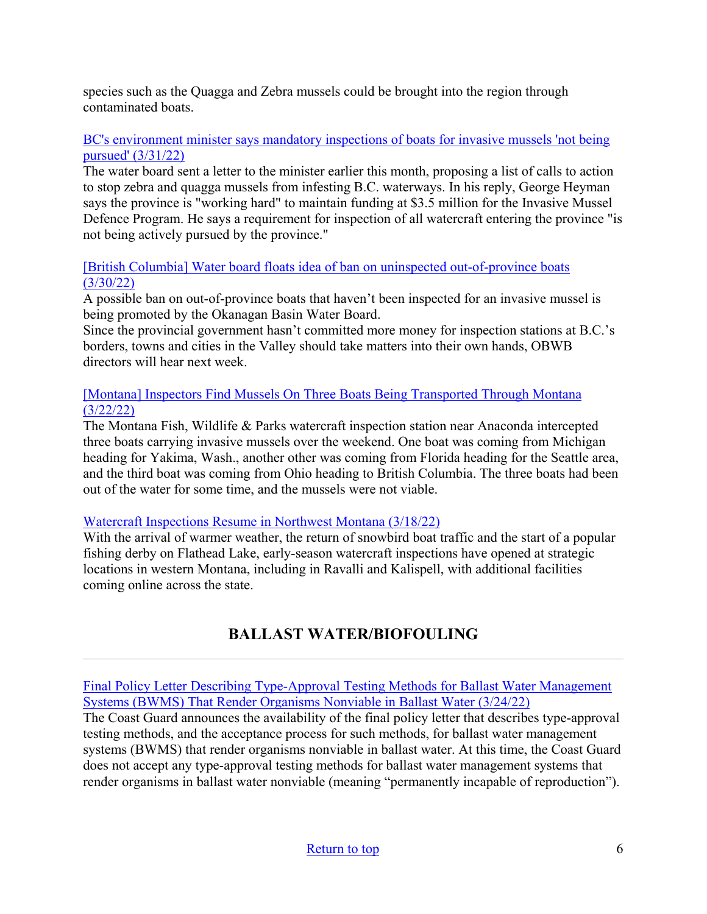species such as the Quagga and Zebra mussels could be brought into the region through contaminated boats.

[BC's environment minister says mandatory inspections of boats for invasive mussels 'not being pursued' (3/31/22)]

The water board sent a letter to the minister earlier this month, proposing a list of calls to action to stop zebra and quagga mussels from infesting B.C. waterways. In his reply, George Heyman says the province is "working hard" to maintain funding at $3.5 million for the Invasive Mussel Defence Program. He says a requirement for inspection of all watercraft entering the province "is not being actively pursued by the province."

[[British Columbia] Water board floats idea of ban on uninspected out-of-province boats (3/30/22)]

A possible ban on out-of-province boats that haven't been inspected for an invasive mussel is being promoted by the Okanagan Basin Water Board.

Since the provincial government hasn't committed more money for inspection stations at B.C.'s borders, towns and cities in the Valley should take matters into their own hands, OBWB directors will hear next week.

[[Montana] Inspectors Find Mussels On Three Boats Being Transported Through Montana (3/22/22)]

The Montana Fish, Wildlife & Parks watercraft inspection station near Anaconda intercepted three boats carrying invasive mussels over the weekend. One boat was coming from Michigan heading for Yakima, Wash., another other was coming from Florida heading for the Seattle area, and the third boat was coming from Ohio heading to British Columbia. The three boats had been out of the water for some time, and the mussels were not viable.

[Watercraft Inspections Resume in Northwest Montana (3/18/22)]

With the arrival of warmer weather, the return of snowbird boat traffic and the start of a popular fishing derby on Flathead Lake, early-season watercraft inspections have opened at strategic locations in western Montana, including in Ravalli and Kalispell, with additional facilities coming online across the state.

## BALLAST WATER/BIOFOULING

---

[Final Policy Letter Describing Type-Approval Testing Methods for Ballast Water Management Systems (BWMS) That Render Organisms Nonviable in Ballast Water (3/24/22)]

The Coast Guard announces the availability of the final policy letter that describes type-approval testing methods, and the acceptance process for such methods, for ballast water management systems (BWMS) that render organisms nonviable in ballast water. At this time, the Coast Guard does not accept any type-approval testing methods for ballast water management systems that render organisms in ballast water nonviable (meaning "permanently incapable of reproduction").

Return to top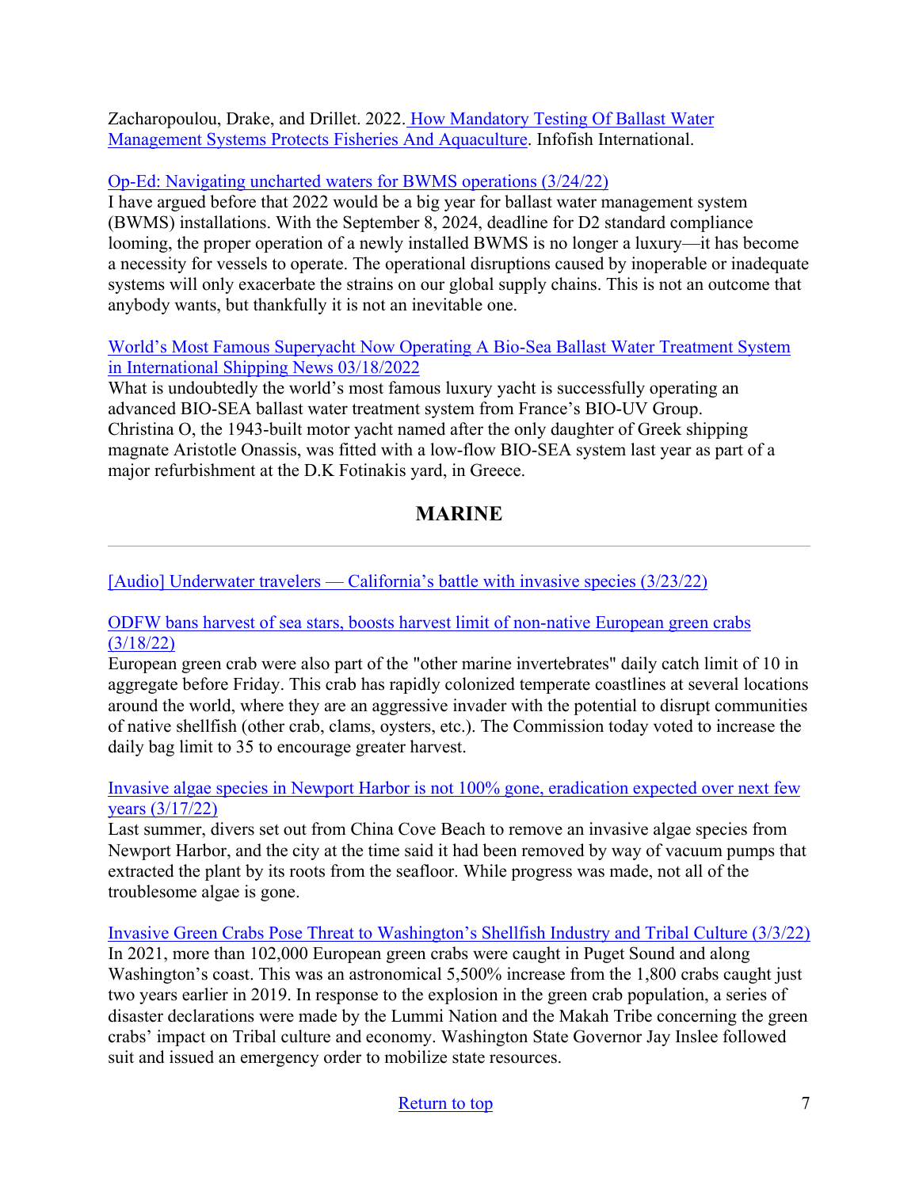Zacharopoulou, Drake, and Drillet. 2022. How Mandatory Testing Of Ballast Water Management Systems Protects Fisheries And Aquaculture. Infofish International.

Op-Ed: Navigating uncharted waters for BWMS operations (3/24/22)
I have argued before that 2022 would be a big year for ballast water management system (BWMS) installations. With the September 8, 2024, deadline for D2 standard compliance looming, the proper operation of a newly installed BWMS is no longer a luxury—it has become a necessity for vessels to operate. The operational disruptions caused by inoperable or inadequate systems will only exacerbate the strains on our global supply chains. This is not an outcome that anybody wants, but thankfully it is not an inevitable one.

World's Most Famous Superyacht Now Operating A Bio-Sea Ballast Water Treatment System in International Shipping News 03/18/2022
What is undoubtedly the world's most famous luxury yacht is successfully operating an advanced BIO-SEA ballast water treatment system from France's BIO-UV Group. Christina O, the 1943-built motor yacht named after the only daughter of Greek shipping magnate Aristotle Onassis, was fitted with a low-flow BIO-SEA system last year as part of a major refurbishment at the D.K Fotinakis yard, in Greece.

## MARINE

---

[Audio] Underwater travelers — California's battle with invasive species (3/23/22)

ODFW bans harvest of sea stars, boosts harvest limit of non-native European green crabs (3/18/22)
European green crab were also part of the "other marine invertebrates" daily catch limit of 10 in aggregate before Friday. This crab has rapidly colonized temperate coastlines at several locations around the world, where they are an aggressive invader with the potential to disrupt communities of native shellfish (other crab, clams, oysters, etc.). The Commission today voted to increase the daily bag limit to 35 to encourage greater harvest.

Invasive algae species in Newport Harbor is not 100% gone, eradication expected over next few years (3/17/22)
Last summer, divers set out from China Cove Beach to remove an invasive algae species from Newport Harbor, and the city at the time said it had been removed by way of vacuum pumps that extracted the plant by its roots from the seafloor. While progress was made, not all of the troublesome algae is gone.

Invasive Green Crabs Pose Threat to Washington's Shellfish Industry and Tribal Culture (3/3/22)
In 2021, more than 102,000 European green crabs were caught in Puget Sound and along Washington's coast. This was an astronomical 5,500% increase from the 1,800 crabs caught just two years earlier in 2019. In response to the explosion in the green crab population, a series of disaster declarations were made by the Lummi Nation and the Makah Tribe concerning the green crabs' impact on Tribal culture and economy. Washington State Governor Jay Inslee followed suit and issued an emergency order to mobilize state resources.

Return to top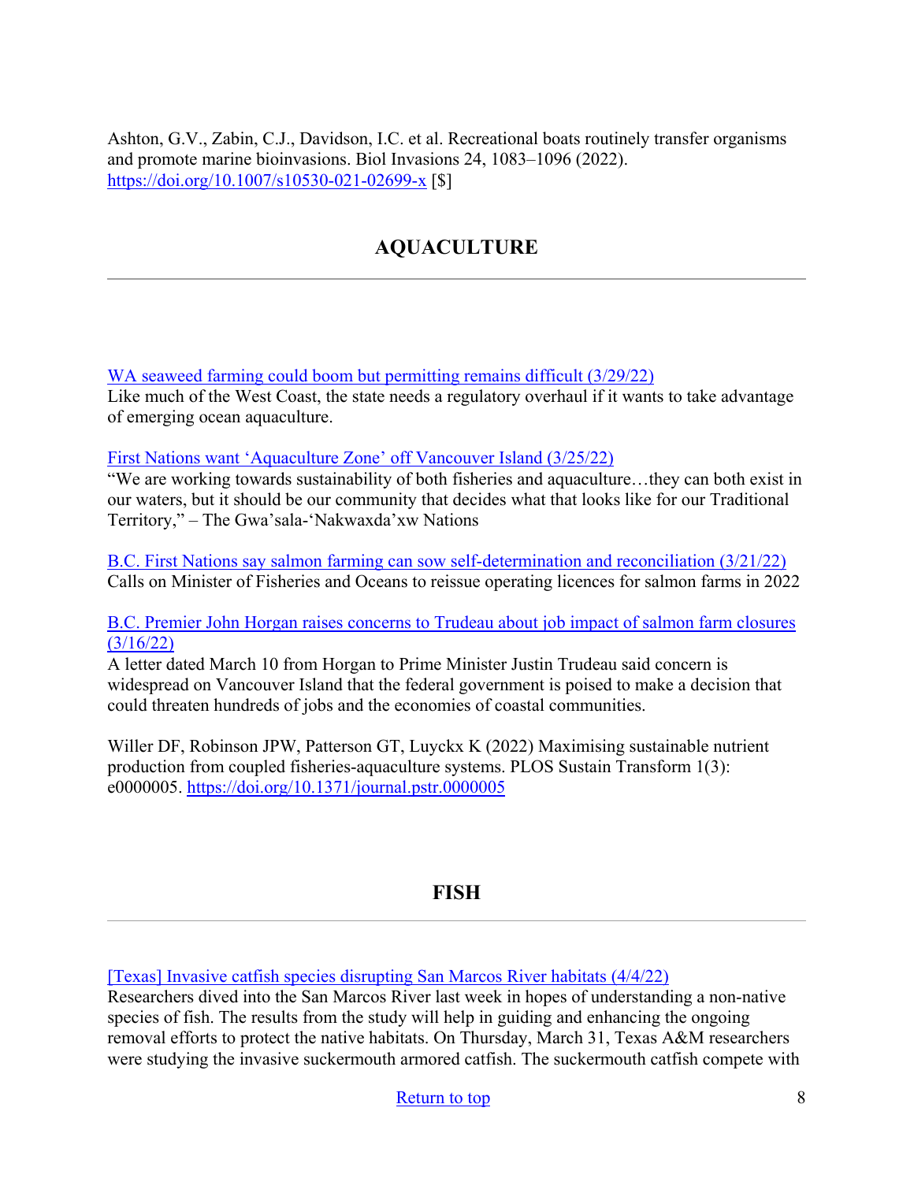Ashton, G.V., Zabin, C.J., Davidson, I.C. et al. Recreational boats routinely transfer organisms and promote marine bioinvasions. Biol Invasions 24, 1083–1096 (2022). https://doi.org/10.1007/s10530-021-02699-x [$]

## AQUACULTURE

---

[WA seaweed farming could boom but permitting remains difficult (3/29/22)]
Like much of the West Coast, the state needs a regulatory overhaul if it wants to take advantage of emerging ocean aquaculture.

[First Nations want 'Aquaculture Zone' off Vancouver Island (3/25/22)]
"We are working towards sustainability of both fisheries and aquaculture…they can both exist in our waters, but it should be our community that decides what that looks like for our Traditional Territory," – The Gwa'sala-'Nakwaxda'xw Nations

[B.C. First Nations say salmon farming can sow self-determination and reconciliation (3/21/22)]
Calls on Minister of Fisheries and Oceans to reissue operating licences for salmon farms in 2022

[B.C. Premier John Horgan raises concerns to Trudeau about job impact of salmon farm closures (3/16/22)]
A letter dated March 10 from Horgan to Prime Minister Justin Trudeau said concern is widespread on Vancouver Island that the federal government is poised to make a decision that could threaten hundreds of jobs and the economies of coastal communities.

Willer DF, Robinson JPW, Patterson GT, Luyckx K (2022) Maximising sustainable nutrient production from coupled fisheries-aquaculture systems. PLOS Sustain Transform 1(3): e0000005. https://doi.org/10.1371/journal.pstr.0000005

## FISH

---

[[Texas] Invasive catfish species disrupting San Marcos River habitats (4/4/22)]
Researchers dived into the San Marcos River last week in hopes of understanding a non-native species of fish. The results from the study will help in guiding and enhancing the ongoing removal efforts to protect the native habitats. On Thursday, March 31, Texas A&M researchers were studying the invasive suckermouth armored catfish. The suckermouth catfish compete with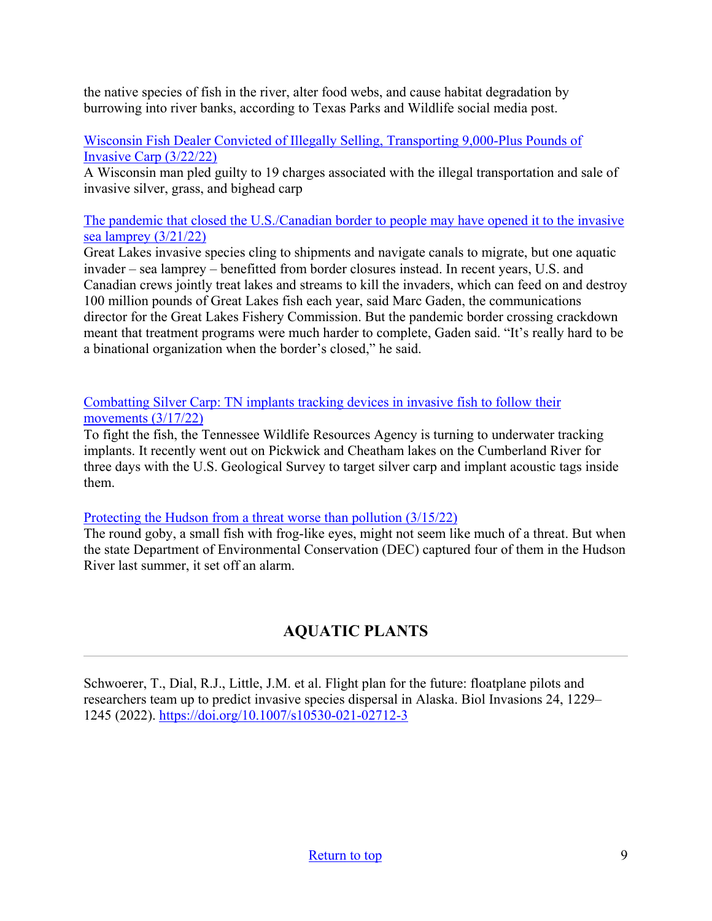the native species of fish in the river, alter food webs, and cause habitat degradation by burrowing into river banks, according to Texas Parks and Wildlife social media post.

[Wisconsin Fish Dealer Convicted of Illegally Selling, Transporting 9,000-Plus Pounds of Invasive Carp (3/22/22)]
A Wisconsin man pled guilty to 19 charges associated with the illegal transportation and sale of invasive silver, grass, and bighead carp

[The pandemic that closed the U.S./Canadian border to people may have opened it to the invasive sea lamprey (3/21/22)]
Great Lakes invasive species cling to shipments and navigate canals to migrate, but one aquatic invader – sea lamprey – benefitted from border closures instead. In recent years, U.S. and Canadian crews jointly treat lakes and streams to kill the invaders, which can feed on and destroy 100 million pounds of Great Lakes fish each year, said Marc Gaden, the communications director for the Great Lakes Fishery Commission. But the pandemic border crossing crackdown meant that treatment programs were much harder to complete, Gaden said. "It's really hard to be a binational organization when the border's closed," he said.

[Combatting Silver Carp: TN implants tracking devices in invasive fish to follow their movements (3/17/22)]
To fight the fish, the Tennessee Wildlife Resources Agency is turning to underwater tracking implants. It recently went out on Pickwick and Cheatham lakes on the Cumberland River for three days with the U.S. Geological Survey to target silver carp and implant acoustic tags inside them.

[Protecting the Hudson from a threat worse than pollution (3/15/22)]
The round goby, a small fish with frog-like eyes, might not seem like much of a threat. But when the state Department of Environmental Conservation (DEC) captured four of them in the Hudson River last summer, it set off an alarm.

## AQUATIC PLANTS

---

Schwoerer, T., Dial, R.J., Little, J.M. et al. Flight plan for the future: floatplane pilots and researchers team up to predict invasive species dispersal in Alaska. Biol Invasions 24, 1229–1245 (2022). https://doi.org/10.1007/s10530-021-02712-3

Return to top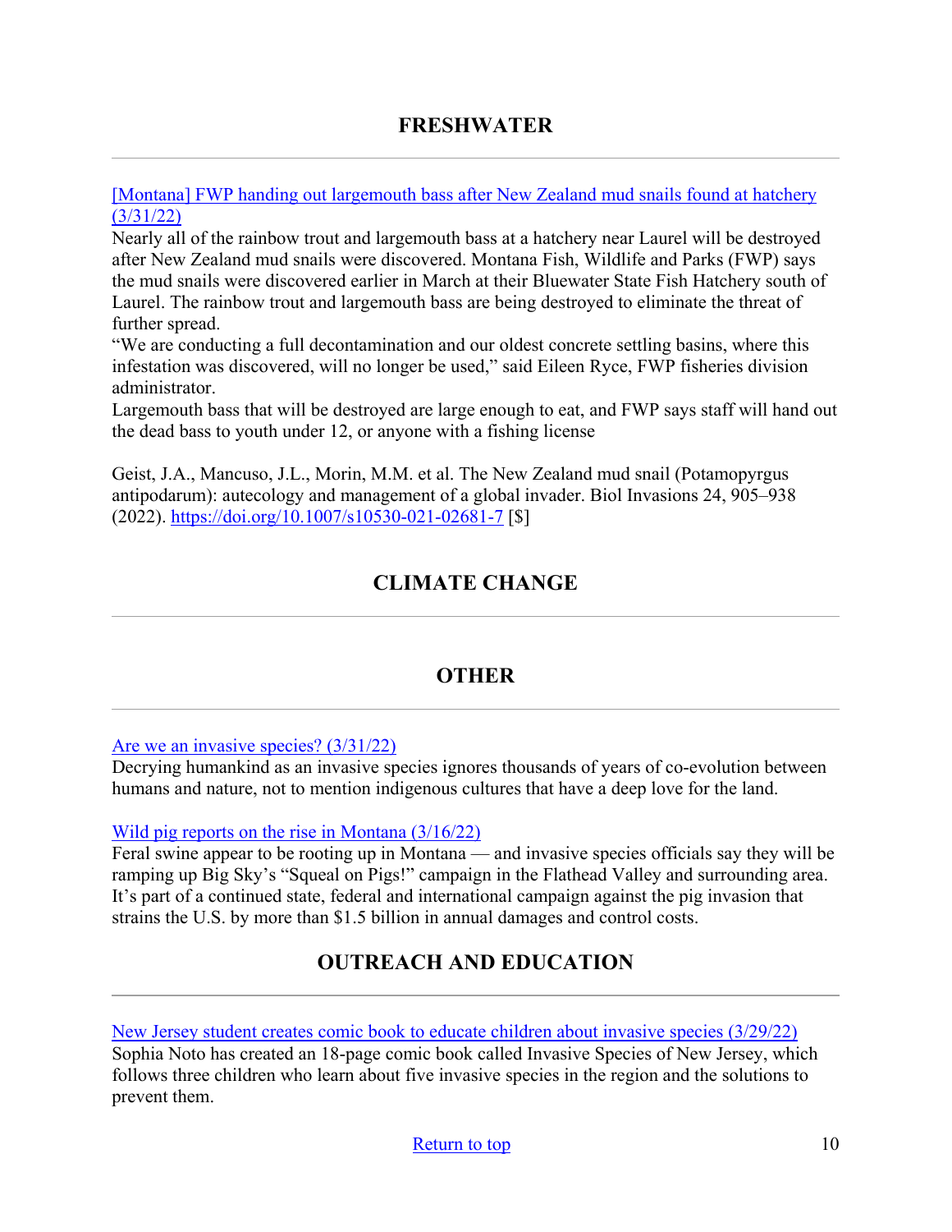## FRESHWATER

[Montana] FWP handing out largemouth bass after New Zealand mud snails found at hatchery (3/31/22)

Nearly all of the rainbow trout and largemouth bass at a hatchery near Laurel will be destroyed after New Zealand mud snails were discovered. Montana Fish, Wildlife and Parks (FWP) says the mud snails were discovered earlier in March at their Bluewater State Fish Hatchery south of Laurel. The rainbow trout and largemouth bass are being destroyed to eliminate the threat of further spread.

"We are conducting a full decontamination and our oldest concrete settling basins, where this infestation was discovered, will no longer be used," said Eileen Ryce, FWP fisheries division administrator.

Largemouth bass that will be destroyed are large enough to eat, and FWP says staff will hand out the dead bass to youth under 12, or anyone with a fishing license

Geist, J.A., Mancuso, J.L., Morin, M.M. et al. The New Zealand mud snail (Potamopyrgus antipodarum): autecology and management of a global invader. Biol Invasions 24, 905–938 (2022). https://doi.org/10.1007/s10530-021-02681-7 [$]

## CLIMATE CHANGE

## OTHER

Are we an invasive species? (3/31/22)

Decrying humankind as an invasive species ignores thousands of years of co-evolution between humans and nature, not to mention indigenous cultures that have a deep love for the land.

Wild pig reports on the rise in Montana (3/16/22)

Feral swine appear to be rooting up in Montana — and invasive species officials say they will be ramping up Big Sky's "Squeal on Pigs!" campaign in the Flathead Valley and surrounding area. It's part of a continued state, federal and international campaign against the pig invasion that strains the U.S. by more than $1.5 billion in annual damages and control costs.

## OUTREACH AND EDUCATION

New Jersey student creates comic book to educate children about invasive species (3/29/22)

Sophia Noto has created an 18-page comic book called Invasive Species of New Jersey, which follows three children who learn about five invasive species in the region and the solutions to prevent them.

Return to top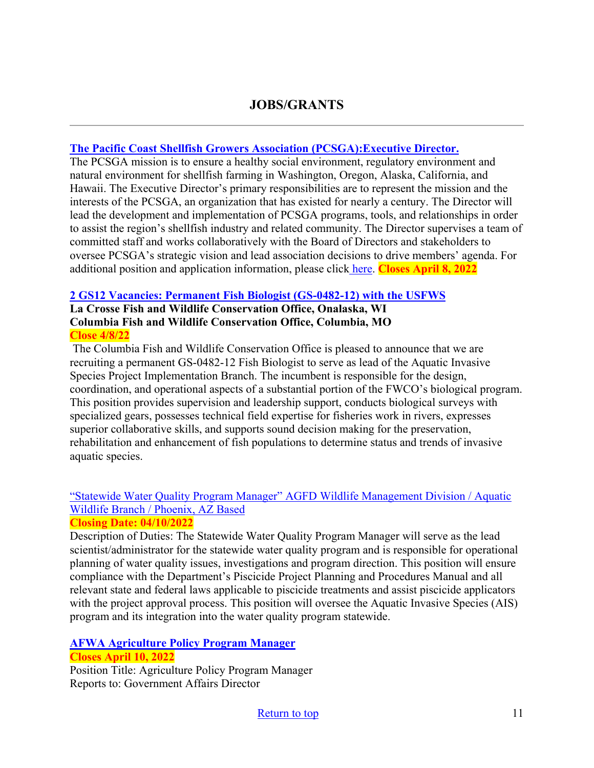## JOBS/GRANTS

---

**The Pacific Coast Shellfish Growers Association (PCSGA):Executive Director.**

The PCSGA mission is to ensure a healthy social environment, regulatory environment and natural environment for shellfish farming in Washington, Oregon, Alaska, California, and Hawaii. The Executive Director's primary responsibilities are to represent the mission and the interests of the PCSGA, an organization that has existed for nearly a century. The Director will lead the development and implementation of PCSGA programs, tools, and relationships in order to assist the region's shellfish industry and related community. The Director supervises a team of committed staff and works collaboratively with the Board of Directors and stakeholders to oversee PCSGA's strategic vision and lead association decisions to drive members' agenda. For additional position and application information, please click here. **Closes April 8, 2022**

**2 GS12 Vacancies: Permanent Fish Biologist (GS-0482-12) with the USFWS**
**La Crosse Fish and Wildlife Conservation Office, Onalaska, WI**
**Columbia Fish and Wildlife Conservation Office, Columbia, MO**
**Close 4/8/22**

The Columbia Fish and Wildlife Conservation Office is pleased to announce that we are recruiting a permanent GS-0482-12 Fish Biologist to serve as lead of the Aquatic Invasive Species Project Implementation Branch. The incumbent is responsible for the design, coordination, and operational aspects of a substantial portion of the FWCO's biological program. This position provides supervision and leadership support, conducts biological surveys with specialized gears, possesses technical field expertise for fisheries work in rivers, expresses superior collaborative skills, and supports sound decision making for the preservation, rehabilitation and enhancement of fish populations to determine status and trends of invasive aquatic species.

"Statewide Water Quality Program Manager" AGFD Wildlife Management Division / Aquatic Wildlife Branch / Phoenix, AZ Based
**Closing Date: 04/10/2022**

Description of Duties: The Statewide Water Quality Program Manager will serve as the lead scientist/administrator for the statewide water quality program and is responsible for operational planning of water quality issues, investigations and program direction. This position will ensure compliance with the Department's Piscicide Project Planning and Procedures Manual and all relevant state and federal laws applicable to piscicide treatments and assist piscicide applicators with the project approval process. This position will oversee the Aquatic Invasive Species (AIS) program and its integration into the water quality program statewide.

**AFWA Agriculture Policy Program Manager**
**Closes April 10, 2022**

Position Title: Agriculture Policy Program Manager
Reports to: Government Affairs Director

Return to top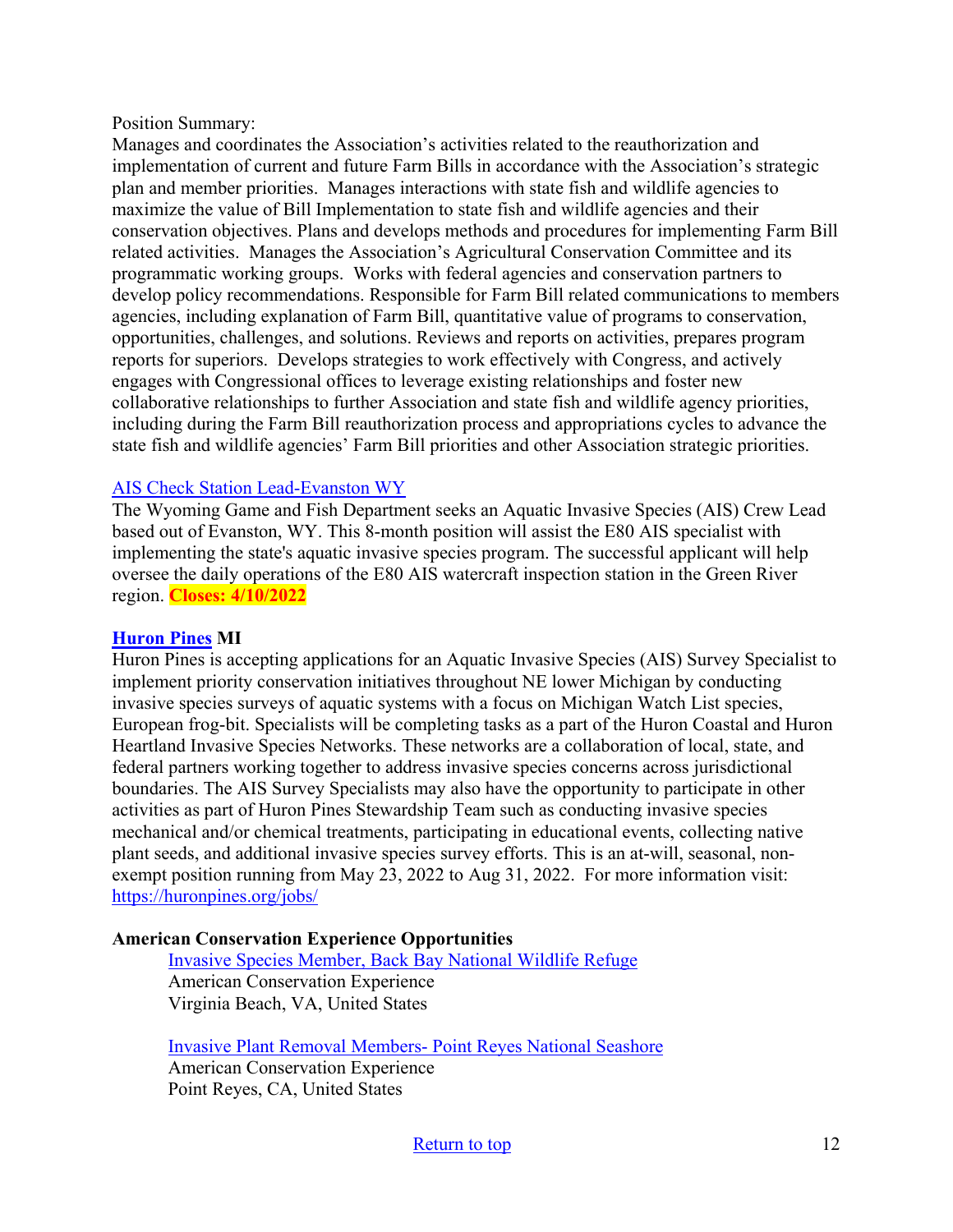Position Summary:
Manages and coordinates the Association's activities related to the reauthorization and implementation of current and future Farm Bills in accordance with the Association's strategic plan and member priorities. Manages interactions with state fish and wildlife agencies to maximize the value of Bill Implementation to state fish and wildlife agencies and their conservation objectives. Plans and develops methods and procedures for implementing Farm Bill related activities. Manages the Association's Agricultural Conservation Committee and its programmatic working groups. Works with federal agencies and conservation partners to develop policy recommendations. Responsible for Farm Bill related communications to members agencies, including explanation of Farm Bill, quantitative value of programs to conservation, opportunities, challenges, and solutions. Reviews and reports on activities, prepares program reports for superiors. Develops strategies to work effectively with Congress, and actively engages with Congressional offices to leverage existing relationships and foster new collaborative relationships to further Association and state fish and wildlife agency priorities, including during the Farm Bill reauthorization process and appropriations cycles to advance the state fish and wildlife agencies' Farm Bill priorities and other Association strategic priorities.

AIS Check Station Lead-Evanston WY
The Wyoming Game and Fish Department seeks an Aquatic Invasive Species (AIS) Crew Lead based out of Evanston, WY. This 8-month position will assist the E80 AIS specialist with implementing the state's aquatic invasive species program. The successful applicant will help oversee the daily operations of the E80 AIS watercraft inspection station in the Green River region. **Closes: 4/10/2022**

**Huron Pines MI**
Huron Pines is accepting applications for an Aquatic Invasive Species (AIS) Survey Specialist to implement priority conservation initiatives throughout NE lower Michigan by conducting invasive species surveys of aquatic systems with a focus on Michigan Watch List species, European frog-bit. Specialists will be completing tasks as a part of the Huron Coastal and Huron Heartland Invasive Species Networks. These networks are a collaboration of local, state, and federal partners working together to address invasive species concerns across jurisdictional boundaries. The AIS Survey Specialists may also have the opportunity to participate in other activities as part of Huron Pines Stewardship Team such as conducting invasive species mechanical and/or chemical treatments, participating in educational events, collecting native plant seeds, and additional invasive species survey efforts. This is an at-will, seasonal, non-exempt position running from May 23, 2022 to Aug 31, 2022. For more information visit: https://huronpines.org/jobs/

**American Conservation Experience Opportunities**

Invasive Species Member, Back Bay National Wildlife Refuge
American Conservation Experience
Virginia Beach, VA, United States

Invasive Plant Removal Members- Point Reyes National Seashore
American Conservation Experience
Point Reyes, CA, United States

Return to top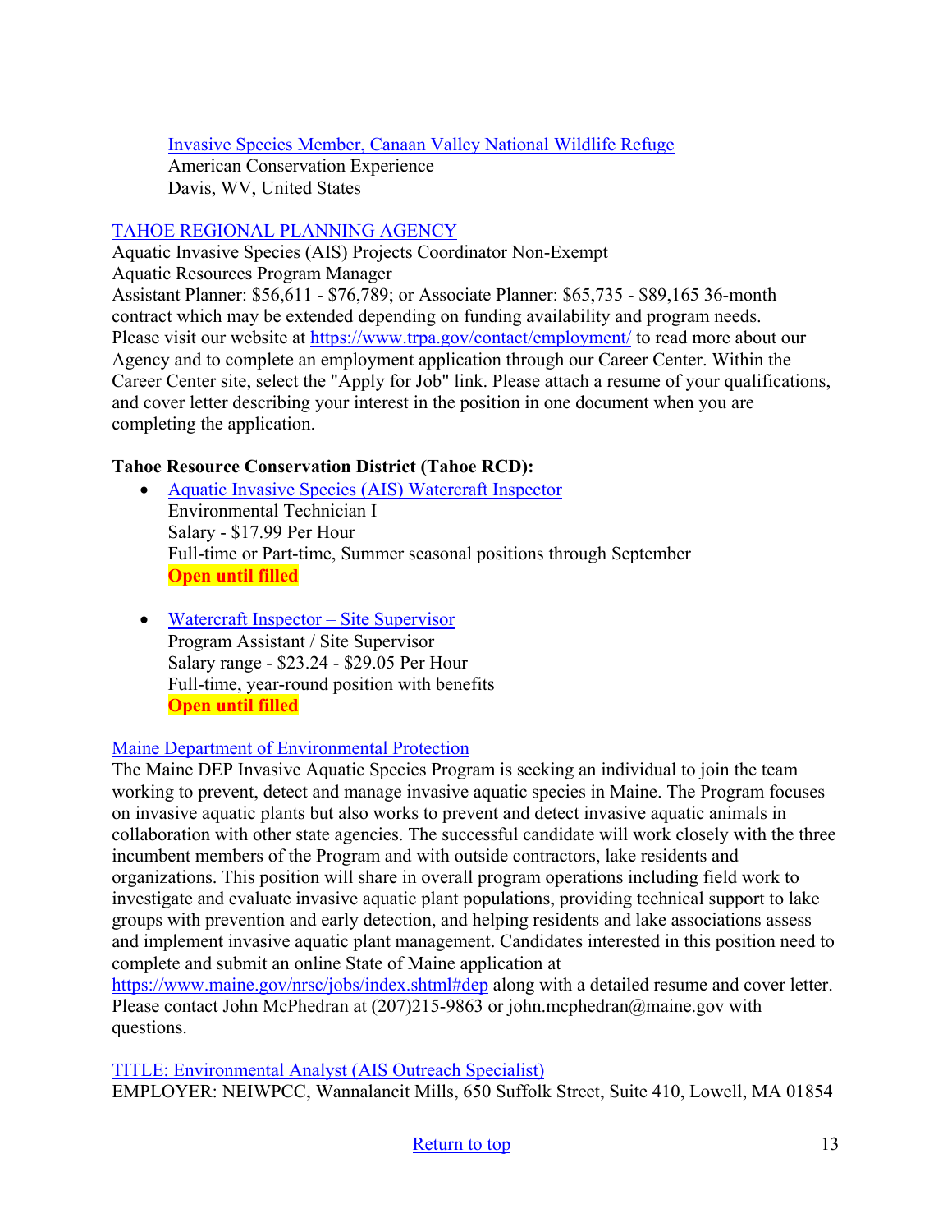Invasive Species Member, Canaan Valley National Wildlife Refuge
American Conservation Experience
Davis, WV, United States

TAHOE REGIONAL PLANNING AGENCY
Aquatic Invasive Species (AIS) Projects Coordinator Non-Exempt
Aquatic Resources Program Manager
Assistant Planner: $56,611 - $76,789; or Associate Planner: $65,735 - $89,165 36-month contract which may be extended depending on funding availability and program needs. Please visit our website at https://www.trpa.gov/contact/employment/ to read more about our Agency and to complete an employment application through our Career Center. Within the Career Center site, select the "Apply for Job" link. Please attach a resume of your qualifications, and cover letter describing your interest in the position in one document when you are completing the application.

**Tahoe Resource Conservation District (Tahoe RCD):**

- Aquatic Invasive Species (AIS) Watercraft Inspector
  Environmental Technician I
  Salary - $17.99 Per Hour
  Full-time or Part-time, Summer seasonal positions through September
  **Open until filled**

- Watercraft Inspector – Site Supervisor
  Program Assistant / Site Supervisor
  Salary range - $23.24 - $29.05 Per Hour
  Full-time, year-round position with benefits
  **Open until filled**

Maine Department of Environmental Protection
The Maine DEP Invasive Aquatic Species Program is seeking an individual to join the team working to prevent, detect and manage invasive aquatic species in Maine. The Program focuses on invasive aquatic plants but also works to prevent and detect invasive aquatic animals in collaboration with other state agencies. The successful candidate will work closely with the three incumbent members of the Program and with outside contractors, lake residents and organizations. This position will share in overall program operations including field work to investigate and evaluate invasive aquatic plant populations, providing technical support to lake groups with prevention and early detection, and helping residents and lake associations assess and implement invasive aquatic plant management. Candidates interested in this position need to complete and submit an online State of Maine application at https://www.maine.gov/nrsc/jobs/index.shtml#dep along with a detailed resume and cover letter. Please contact John McPhedran at (207)215-9863 or john.mcphedran@maine.gov with questions.

TITLE: Environmental Analyst (AIS Outreach Specialist)
EMPLOYER: NEIWPCC, Wannalancit Mills, 650 Suffolk Street, Suite 410, Lowell, MA 01854

Return to top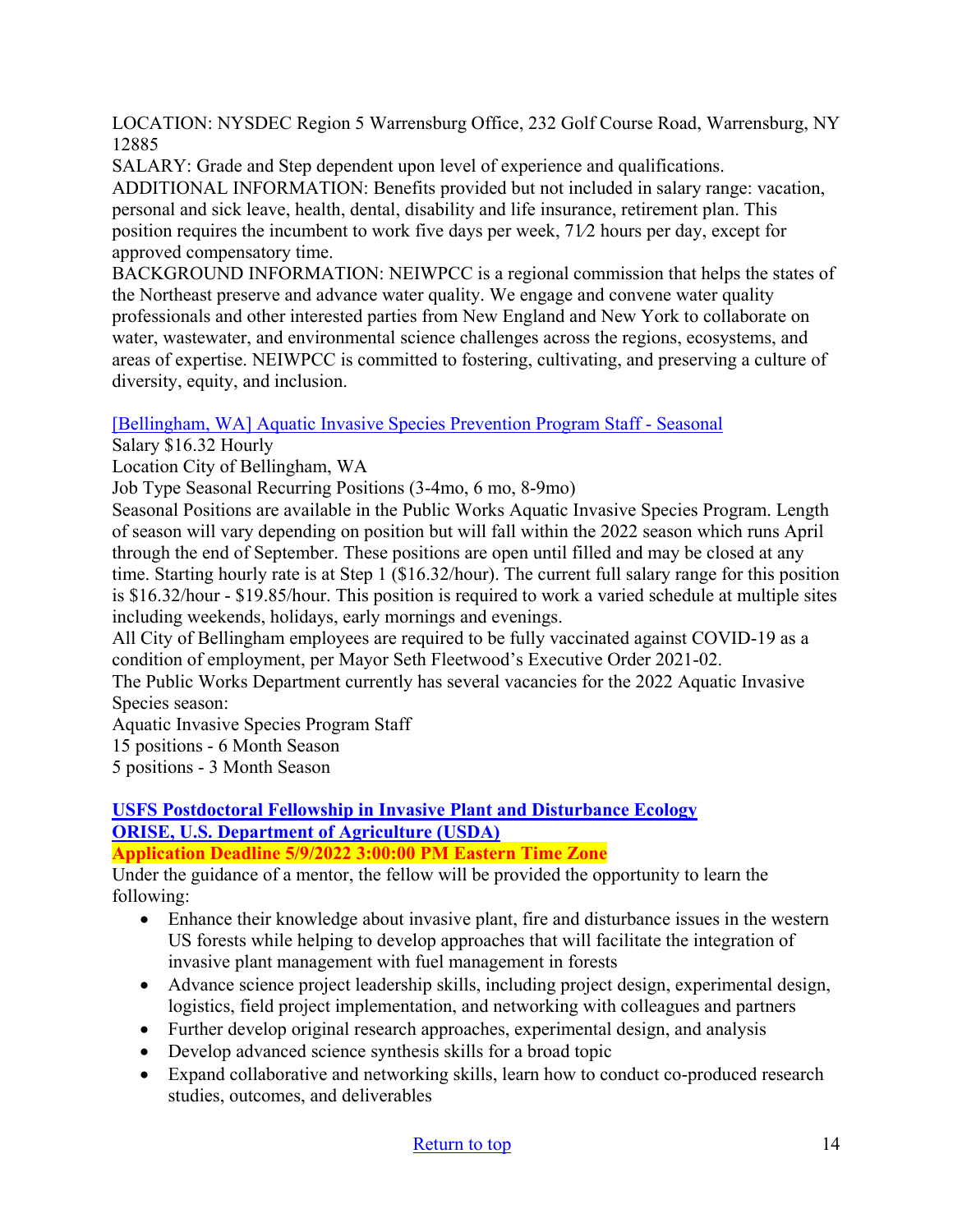LOCATION: NYSDEC Region 5 Warrensburg Office, 232 Golf Course Road, Warrensburg, NY 12885
SALARY: Grade and Step dependent upon level of experience and qualifications.
ADDITIONAL INFORMATION: Benefits provided but not included in salary range: vacation, personal and sick leave, health, dental, disability and life insurance, retirement plan. This position requires the incumbent to work five days per week, 7½ hours per day, except for approved compensatory time.
BACKGROUND INFORMATION: NEIWPCC is a regional commission that helps the states of the Northeast preserve and advance water quality. We engage and convene water quality professionals and other interested parties from New England and New York to collaborate on water, wastewater, and environmental science challenges across the regions, ecosystems, and areas of expertise. NEIWPCC is committed to fostering, cultivating, and preserving a culture of diversity, equity, and inclusion.

[Bellingham, WA] Aquatic Invasive Species Prevention Program Staff - Seasonal
Salary $16.32 Hourly
Location City of Bellingham, WA
Job Type Seasonal Recurring Positions (3-4mo, 6 mo, 8-9mo)
Seasonal Positions are available in the Public Works Aquatic Invasive Species Program. Length of season will vary depending on position but will fall within the 2022 season which runs April through the end of September. These positions are open until filled and may be closed at any time. Starting hourly rate is at Step 1 ($16.32/hour). The current full salary range for this position is $16.32/hour - $19.85/hour. This position is required to work a varied schedule at multiple sites including weekends, holidays, early mornings and evenings.
All City of Bellingham employees are required to be fully vaccinated against COVID-19 as a condition of employment, per Mayor Seth Fleetwood's Executive Order 2021-02.
The Public Works Department currently has several vacancies for the 2022 Aquatic Invasive Species season:
Aquatic Invasive Species Program Staff
15 positions - 6 Month Season
5 positions - 3 Month Season

**USFS Postdoctoral Fellowship in Invasive Plant and Disturbance Ecology**
**ORISE, U.S. Department of Agriculture (USDA)**
**Application Deadline 5/9/2022 3:00:00 PM Eastern Time Zone**
Under the guidance of a mentor, the fellow will be provided the opportunity to learn the following:

- Enhance their knowledge about invasive plant, fire and disturbance issues in the western US forests while helping to develop approaches that will facilitate the integration of invasive plant management with fuel management in forests
- Advance science project leadership skills, including project design, experimental design, logistics, field project implementation, and networking with colleagues and partners
- Further develop original research approaches, experimental design, and analysis
- Develop advanced science synthesis skills for a broad topic
- Expand collaborative and networking skills, learn how to conduct co-produced research studies, outcomes, and deliverables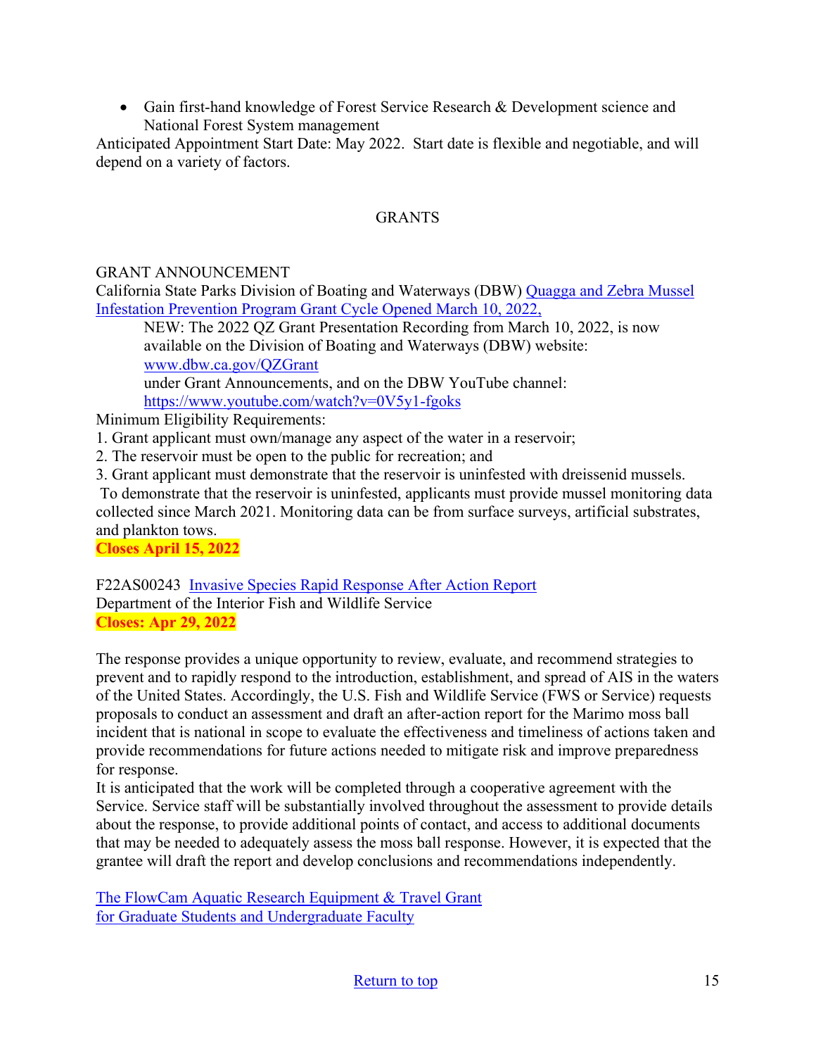- Gain first-hand knowledge of Forest Service Research & Development science and National Forest System management

Anticipated Appointment Start Date: May 2022. Start date is flexible and negotiable, and will depend on a variety of factors.

## GRANTS

GRANT ANNOUNCEMENT

California State Parks Division of Boating and Waterways (DBW) Quagga and Zebra Mussel Infestation Prevention Program Grant Cycle Opened March 10, 2022,

> NEW: The 2022 QZ Grant Presentation Recording from March 10, 2022, is now available on the Division of Boating and Waterways (DBW) website: www.dbw.ca.gov/QZGrant
> under Grant Announcements, and on the DBW YouTube channel: https://www.youtube.com/watch?v=0V5y1-fgoks

Minimum Eligibility Requirements:

1. Grant applicant must own/manage any aspect of the water in a reservoir;
2. The reservoir must be open to the public for recreation; and
3. Grant applicant must demonstrate that the reservoir is uninfested with dreissenid mussels.

To demonstrate that the reservoir is uninfested, applicants must provide mussel monitoring data collected since March 2021. Monitoring data can be from surface surveys, artificial substrates, and plankton tows.

**Closes April 15, 2022**

F22AS00243 Invasive Species Rapid Response After Action Report
Department of the Interior Fish and Wildlife Service
**Closes: Apr 29, 2022**

The response provides a unique opportunity to review, evaluate, and recommend strategies to prevent and to rapidly respond to the introduction, establishment, and spread of AIS in the waters of the United States. Accordingly, the U.S. Fish and Wildlife Service (FWS or Service) requests proposals to conduct an assessment and draft an after-action report for the Marimo moss ball incident that is national in scope to evaluate the effectiveness and timeliness of actions taken and provide recommendations for future actions needed to mitigate risk and improve preparedness for response.
It is anticipated that the work will be completed through a cooperative agreement with the Service. Service staff will be substantially involved throughout the assessment to provide details about the response, to provide additional points of contact, and access to additional documents that may be needed to adequately assess the moss ball response. However, it is expected that the grantee will draft the report and develop conclusions and recommendations independently.

The FlowCam Aquatic Research Equipment & Travel Grant
for Graduate Students and Undergraduate Faculty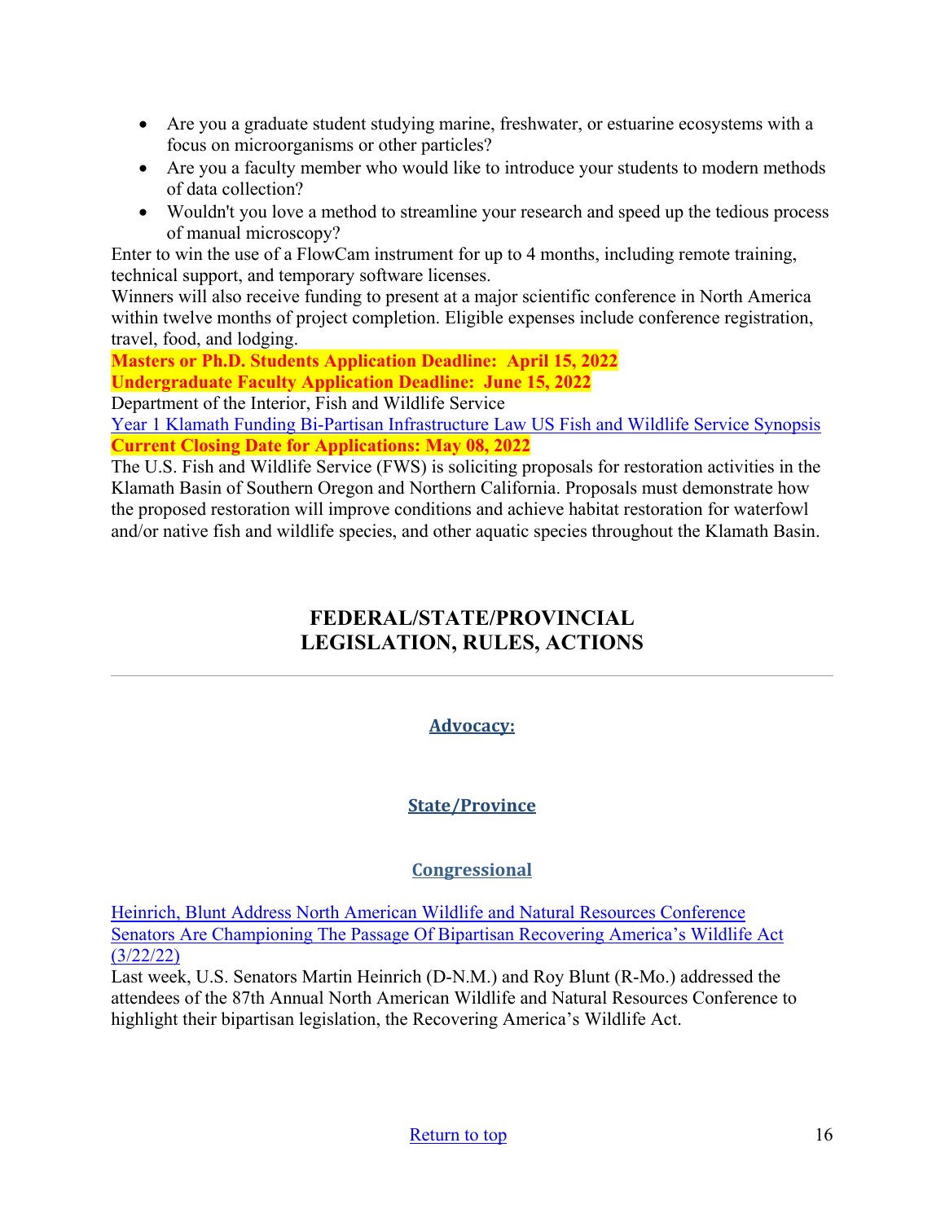- Are you a graduate student studying marine, freshwater, or estuarine ecosystems with a focus on microorganisms or other particles?
- Are you a faculty member who would like to introduce your students to modern methods of data collection?
- Wouldn't you love a method to streamline your research and speed up the tedious process of manual microscopy?

Enter to win the use of a FlowCam instrument for up to 4 months, including remote training, technical support, and temporary software licenses.

Winners will also receive funding to present at a major scientific conference in North America within twelve months of project completion. Eligible expenses include conference registration, travel, food, and lodging.

**Masters or Ph.D. Students Application Deadline: April 15, 2022**

**Undergraduate Faculty Application Deadline: June 15, 2022**

Department of the Interior, Fish and Wildlife Service

Year 1 Klamath Funding Bi-Partisan Infrastructure Law US Fish and Wildlife Service Synopsis

**Current Closing Date for Applications: May 08, 2022**

The U.S. Fish and Wildlife Service (FWS) is soliciting proposals for restoration activities in the Klamath Basin of Southern Oregon and Northern California. Proposals must demonstrate how the proposed restoration will improve conditions and achieve habitat restoration for waterfowl and/or native fish and wildlife species, and other aquatic species throughout the Klamath Basin.

## FEDERAL/STATE/PROVINCIAL LEGISLATION, RULES, ACTIONS

---

### Advocacy:

### State/Province

### Congressional

Heinrich, Blunt Address North American Wildlife and Natural Resources Conference Senators Are Championing The Passage Of Bipartisan Recovering America's Wildlife Act (3/22/22)

Last week, U.S. Senators Martin Heinrich (D-N.M.) and Roy Blunt (R-Mo.) addressed the attendees of the 87th Annual North American Wildlife and Natural Resources Conference to highlight their bipartisan legislation, the Recovering America's Wildlife Act.

Return to top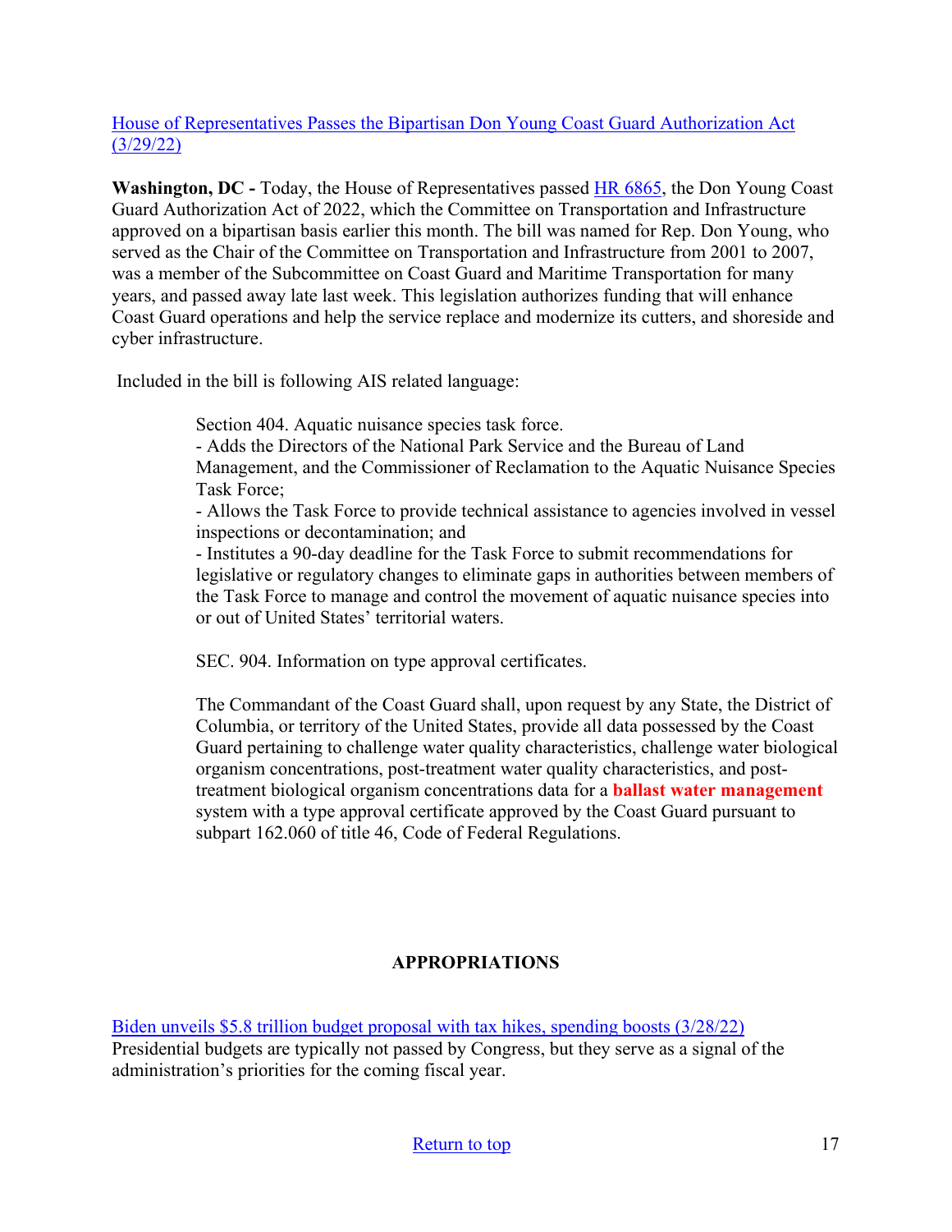[House of Representatives Passes the Bipartisan Don Young Coast Guard Authorization Act (3/29/22)]

**Washington, DC -** Today, the House of Representatives passed [HR 6865], the Don Young Coast Guard Authorization Act of 2022, which the Committee on Transportation and Infrastructure approved on a bipartisan basis earlier this month. The bill was named for Rep. Don Young, who served as the Chair of the Committee on Transportation and Infrastructure from 2001 to 2007, was a member of the Subcommittee on Coast Guard and Maritime Transportation for many years, and passed away late last week. This legislation authorizes funding that will enhance Coast Guard operations and help the service replace and modernize its cutters, and shoreside and cyber infrastructure.

Included in the bill is following AIS related language:

> Section 404. Aquatic nuisance species task force.
> - Adds the Directors of the National Park Service and the Bureau of Land Management, and the Commissioner of Reclamation to the Aquatic Nuisance Species Task Force;
> - Allows the Task Force to provide technical assistance to agencies involved in vessel inspections or decontamination; and
> - Institutes a 90-day deadline for the Task Force to submit recommendations for legislative or regulatory changes to eliminate gaps in authorities between members of the Task Force to manage and control the movement of aquatic nuisance species into or out of United States' territorial waters.
>
> SEC. 904. Information on type approval certificates.
>
> The Commandant of the Coast Guard shall, upon request by any State, the District of Columbia, or territory of the United States, provide all data possessed by the Coast Guard pertaining to challenge water quality characteristics, challenge water biological organism concentrations, post-treatment water quality characteristics, and post-treatment biological organism concentrations data for a **ballast water management** system with a type approval certificate approved by the Coast Guard pursuant to subpart 162.060 of title 46, Code of Federal Regulations.

## APPROPRIATIONS

[Biden unveils $5.8 trillion budget proposal with tax hikes, spending boosts (3/28/22)]
Presidential budgets are typically not passed by Congress, but they serve as a signal of the administration's priorities for the coming fiscal year.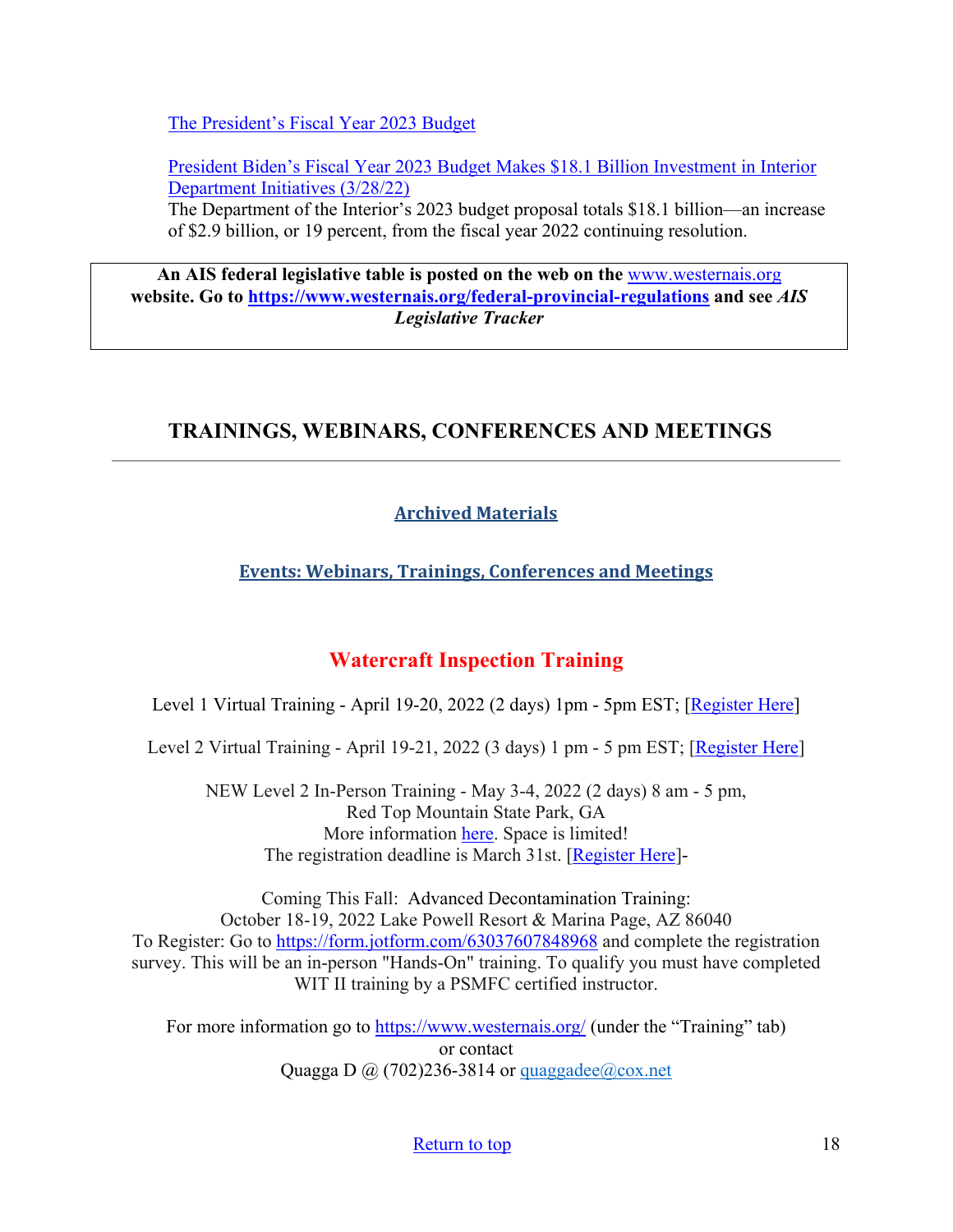[The President's Fiscal Year 2023 Budget]()

[President Biden's Fiscal Year 2023 Budget Makes $18.1 Billion Investment in Interior Department Initiatives (3/28/22)]()
The Department of the Interior's 2023 budget proposal totals $18.1 billion—an increase of $2.9 billion, or 19 percent, from the fiscal year 2022 continuing resolution.

**An AIS federal legislative table is posted on the web on the [www.westernais.org](www.westernais.org) website. Go to [https://www.westernais.org/federal-provincial-regulations](https://www.westernais.org/federal-provincial-regulations) and see *AIS Legislative Tracker***

## TRAININGS, WEBINARS, CONFERENCES AND MEETINGS

---

**[Archived Materials]()**

**[Events: Webinars, Trainings, Conferences and Meetings]()**

### Watercraft Inspection Training

Level 1 Virtual Training - April 19-20, 2022 (2 days) 1pm - 5pm EST; [[Register Here]()]

Level 2 Virtual Training - April 19-21, 2022 (3 days) 1 pm - 5 pm EST; [[Register Here]()]

NEW Level 2 In-Person Training - May 3-4, 2022 (2 days) 8 am - 5 pm,
Red Top Mountain State Park, GA
More information [here](). Space is limited!
The registration deadline is March 31st. [[Register Here]()]-

Coming This Fall: Advanced Decontamination Training:
October 18-19, 2022 Lake Powell Resort & Marina Page, AZ 86040
To Register: Go to [https://form.jotform.com/63037607848968](https://form.jotform.com/63037607848968) and complete the registration survey. This will be an in-person "Hands-On" training. To qualify you must have completed WIT II training by a PSMFC certified instructor.

For more information go to [https://www.westernais.org/](https://www.westernais.org/) (under the "Training" tab)
or contact
Quagga D @ (702)236-3814 or [quaggadee@cox.net](mailto:quaggadee@cox.net)

[Return to top]()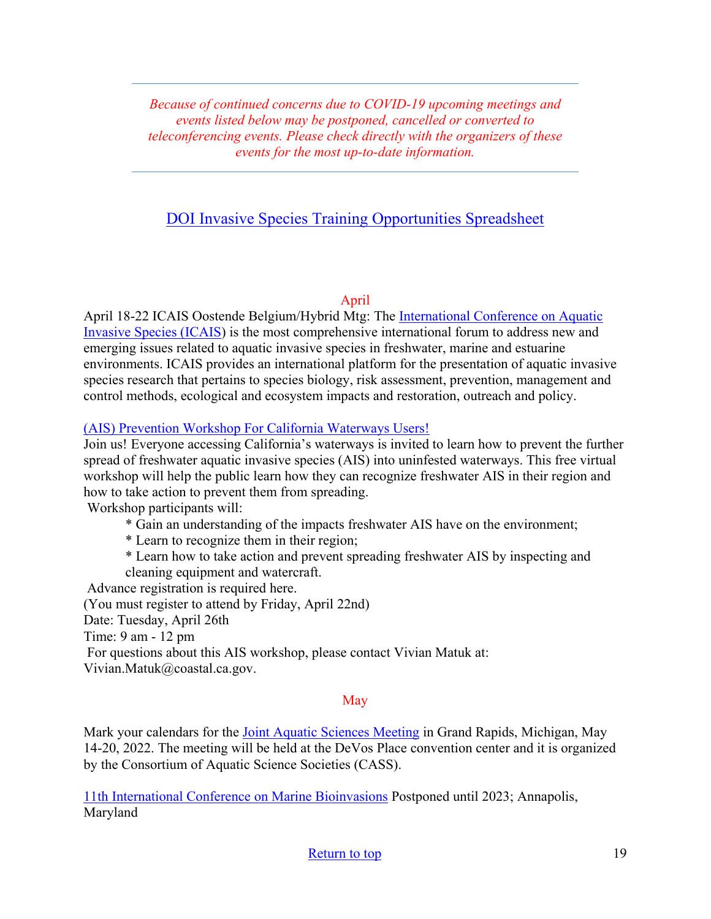---

*Because of continued concerns due to COVID-19 upcoming meetings and events listed below may be postponed, cancelled or converted to teleconferencing events. Please check directly with the organizers of these events for the most up-to-date information.*

---

## DOI Invasive Species Training Opportunities Spreadsheet

### April

April 18-22 ICAIS Oostende Belgium/Hybrid Mtg: The International Conference on Aquatic Invasive Species (ICAIS) is the most comprehensive international forum to address new and emerging issues related to aquatic invasive species in freshwater, marine and estuarine environments. ICAIS provides an international platform for the presentation of aquatic invasive species research that pertains to species biology, risk assessment, prevention, management and control methods, ecological and ecosystem impacts and restoration, outreach and policy.

(AIS) Prevention Workshop For California Waterways Users!

Join us! Everyone accessing California's waterways is invited to learn how to prevent the further spread of freshwater aquatic invasive species (AIS) into uninfested waterways. This free virtual workshop will help the public learn how they can recognize freshwater AIS in their region and how to take action to prevent them from spreading.

Workshop participants will:

- Gain an understanding of the impacts freshwater AIS have on the environment;
- Learn to recognize them in their region;
- Learn how to take action and prevent spreading freshwater AIS by inspecting and cleaning equipment and watercraft.

Advance registration is required here.
(You must register to attend by Friday, April 22nd)
Date: Tuesday, April 26th
Time: 9 am - 12 pm
For questions about this AIS workshop, please contact Vivian Matuk at: Vivian.Matuk@coastal.ca.gov.

### May

Mark your calendars for the Joint Aquatic Sciences Meeting in Grand Rapids, Michigan, May 14-20, 2022. The meeting will be held at the DeVos Place convention center and it is organized by the Consortium of Aquatic Science Societies (CASS).

11th International Conference on Marine Bioinvasions Postponed until 2023; Annapolis, Maryland

Return to top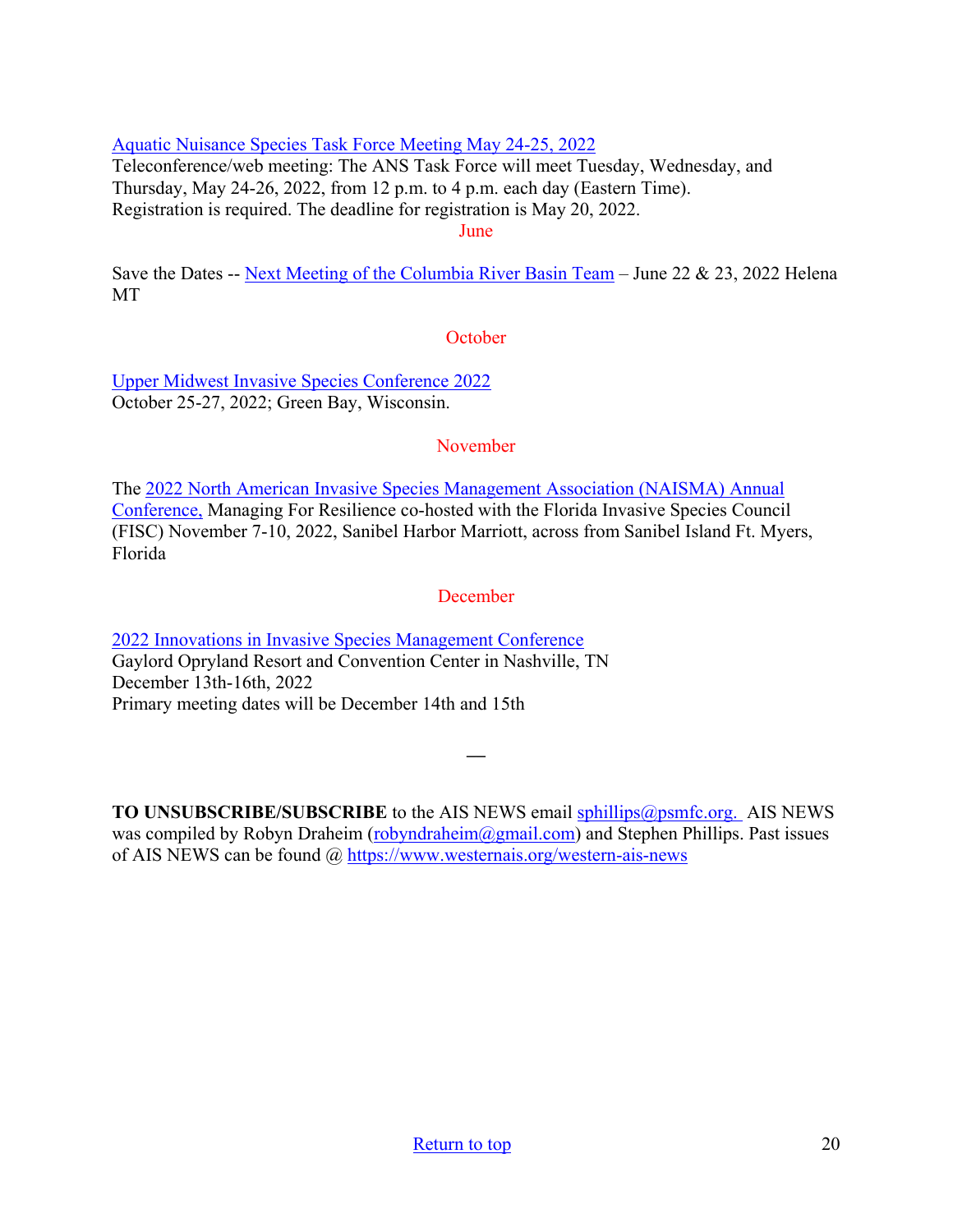Aquatic Nuisance Species Task Force Meeting May 24-25, 2022
Teleconference/web meeting: The ANS Task Force will meet Tuesday, Wednesday, and Thursday, May 24-26, 2022, from 12 p.m. to 4 p.m. each day (Eastern Time). Registration is required. The deadline for registration is May 20, 2022.

June

Save the Dates -- Next Meeting of the Columbia River Basin Team – June 22 & 23, 2022 Helena MT

October

Upper Midwest Invasive Species Conference 2022
October 25-27, 2022; Green Bay, Wisconsin.

November

The 2022 North American Invasive Species Management Association (NAISMA) Annual Conference, Managing For Resilience co-hosted with the Florida Invasive Species Council (FISC) November 7-10, 2022, Sanibel Harbor Marriott, across from Sanibel Island Ft. Myers, Florida

December

2022 Innovations in Invasive Species Management Conference
Gaylord Opryland Resort and Convention Center in Nashville, TN
December 13th-16th, 2022
Primary meeting dates will be December 14th and 15th

—

**TO UNSUBSCRIBE/SUBSCRIBE** to the AIS NEWS email sphillips@psmfc.org. AIS NEWS was compiled by Robyn Draheim (robyndraheim@gmail.com) and Stephen Phillips. Past issues of AIS NEWS can be found @ https://www.westernais.org/western-ais-news

Return to top